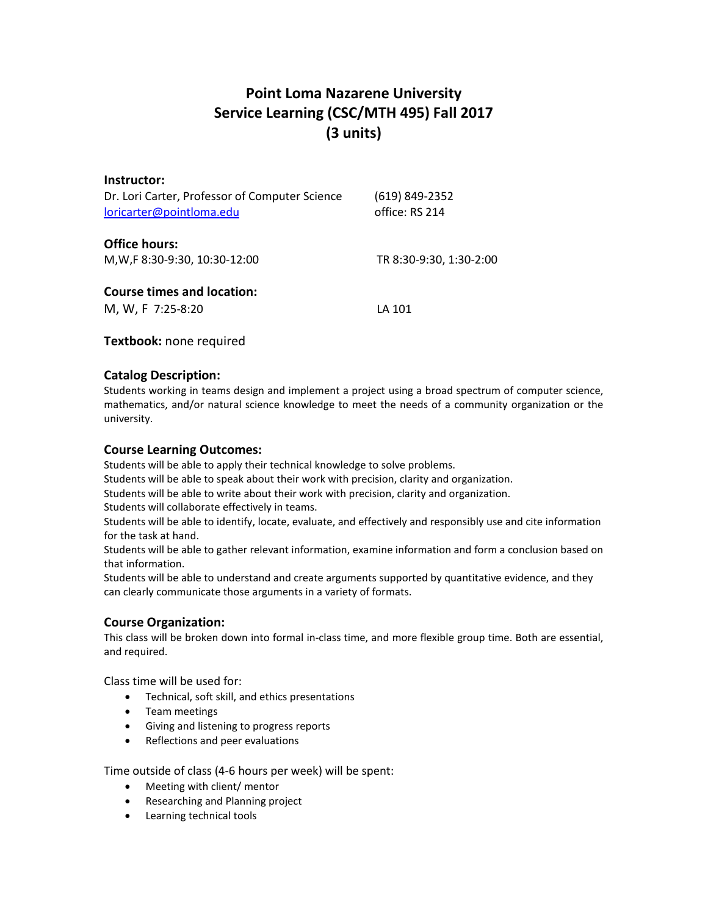# Point Loma Nazarene University
# Service Learning (CSC/MTH 495) Fall 2017
# (3 units)

**Instructor:**

Dr. Lori Carter, Professor of Computer Science (619) 849-2352

loricarter@pointloma.edu office: RS 214

**Office hours:**

M,W,F 8:30-9:30, 10:30-12:00 TR 8:30-9:30, 1:30-2:00

**Course times and location:**

M, W, F 7:25-8:20 LA 101

**Textbook:** none required

### Catalog Description:

Students working in teams design and implement a project using a broad spectrum of computer science, mathematics, and/or natural science knowledge to meet the needs of a community organization or the university.

### Course Learning Outcomes:

Students will be able to apply their technical knowledge to solve problems.
Students will be able to speak about their work with precision, clarity and organization.
Students will be able to write about their work with precision, clarity and organization.
Students will collaborate effectively in teams.
Students will be able to identify, locate, evaluate, and effectively and responsibly use and cite information for the task at hand.
Students will be able to gather relevant information, examine information and form a conclusion based on that information.
Students will be able to understand and create arguments supported by quantitative evidence, and they can clearly communicate those arguments in a variety of formats.

### Course Organization:

This class will be broken down into formal in-class time, and more flexible group time. Both are essential, and required.

Class time will be used for:

- Technical, soft skill, and ethics presentations
- Team meetings
- Giving and listening to progress reports
- Reflections and peer evaluations

Time outside of class (4-6 hours per week) will be spent:

- Meeting with client/ mentor
- Researching and Planning project
- Learning technical tools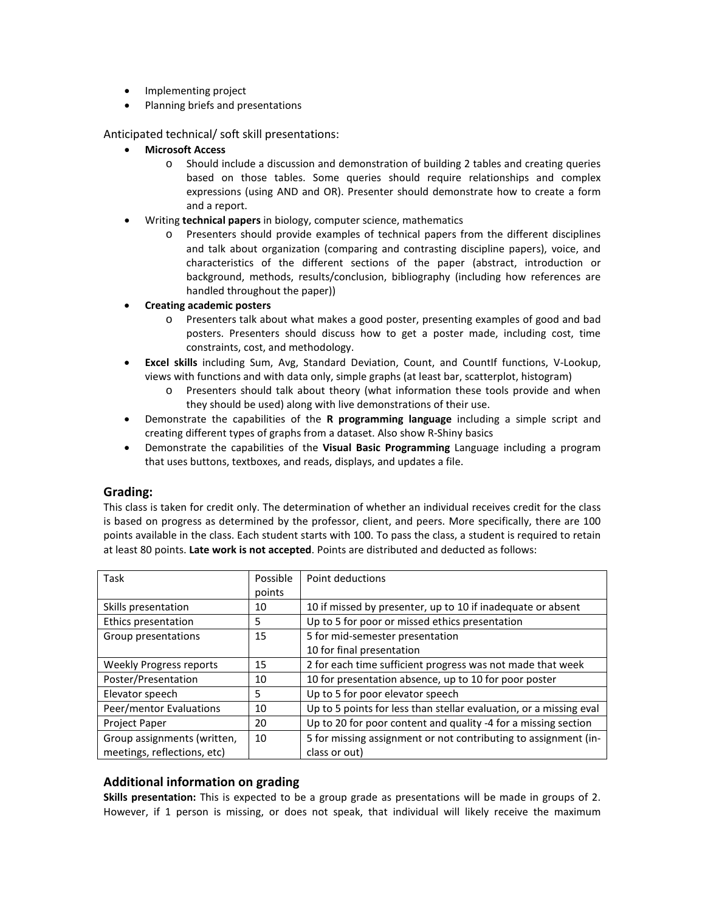- Implementing project
- Planning briefs and presentations

Anticipated technical/ soft skill presentations:

- **Microsoft Access**
    - Should include a discussion and demonstration of building 2 tables and creating queries based on those tables. Some queries should require relationships and complex expressions (using AND and OR). Presenter should demonstrate how to create a form and a report.
- Writing **technical papers** in biology, computer science, mathematics
    - Presenters should provide examples of technical papers from the different disciplines and talk about organization (comparing and contrasting discipline papers), voice, and characteristics of the different sections of the paper (abstract, introduction or background, methods, results/conclusion, bibliography (including how references are handled throughout the paper))
- **Creating academic posters**
    - Presenters talk about what makes a good poster, presenting examples of good and bad posters. Presenters should discuss how to get a poster made, including cost, time constraints, cost, and methodology.
- **Excel skills** including Sum, Avg, Standard Deviation, Count, and CountIf functions, V-Lookup, views with functions and with data only, simple graphs (at least bar, scatterplot, histogram)
    - Presenters should talk about theory (what information these tools provide and when they should be used) along with live demonstrations of their use.
- Demonstrate the capabilities of the **R programming language** including a simple script and creating different types of graphs from a dataset. Also show R-Shiny basics
- Demonstrate the capabilities of the **Visual Basic Programming** Language including a program that uses buttons, textboxes, and reads, displays, and updates a file.

## Grading:

This class is taken for credit only. The determination of whether an individual receives credit for the class is based on progress as determined by the professor, client, and peers. More specifically, there are 100 points available in the class. Each student starts with 100. To pass the class, a student is required to retain at least 80 points. **Late work is not accepted**. Points are distributed and deducted as follows:

| Task | Possible points | Point deductions |
|---|---|---|
| Skills presentation | 10 | 10 if missed by presenter, up to 10 if inadequate or absent |
| Ethics presentation | 5 | Up to 5 for poor or missed ethics presentation |
| Group presentations | 15 | 5 for mid-semester presentation<br>10 for final presentation |
| Weekly Progress reports | 15 | 2 for each time sufficient progress was not made that week |
| Poster/Presentation | 10 | 10 for presentation absence, up to 10 for poor poster |
| Elevator speech | 5 | Up to 5 for poor elevator speech |
| Peer/mentor Evaluations | 10 | Up to 5 points for less than stellar evaluation, or a missing eval |
| Project Paper | 20 | Up to 20 for poor content and quality -4 for a missing section |
| Group assignments (written, meetings, reflections, etc) | 10 | 5 for missing assignment or not contributing to assignment (in-class or out) |

## Additional information on grading

**Skills presentation:** This is expected to be a group grade as presentations will be made in groups of 2. However, if 1 person is missing, or does not speak, that individual will likely receive the maximum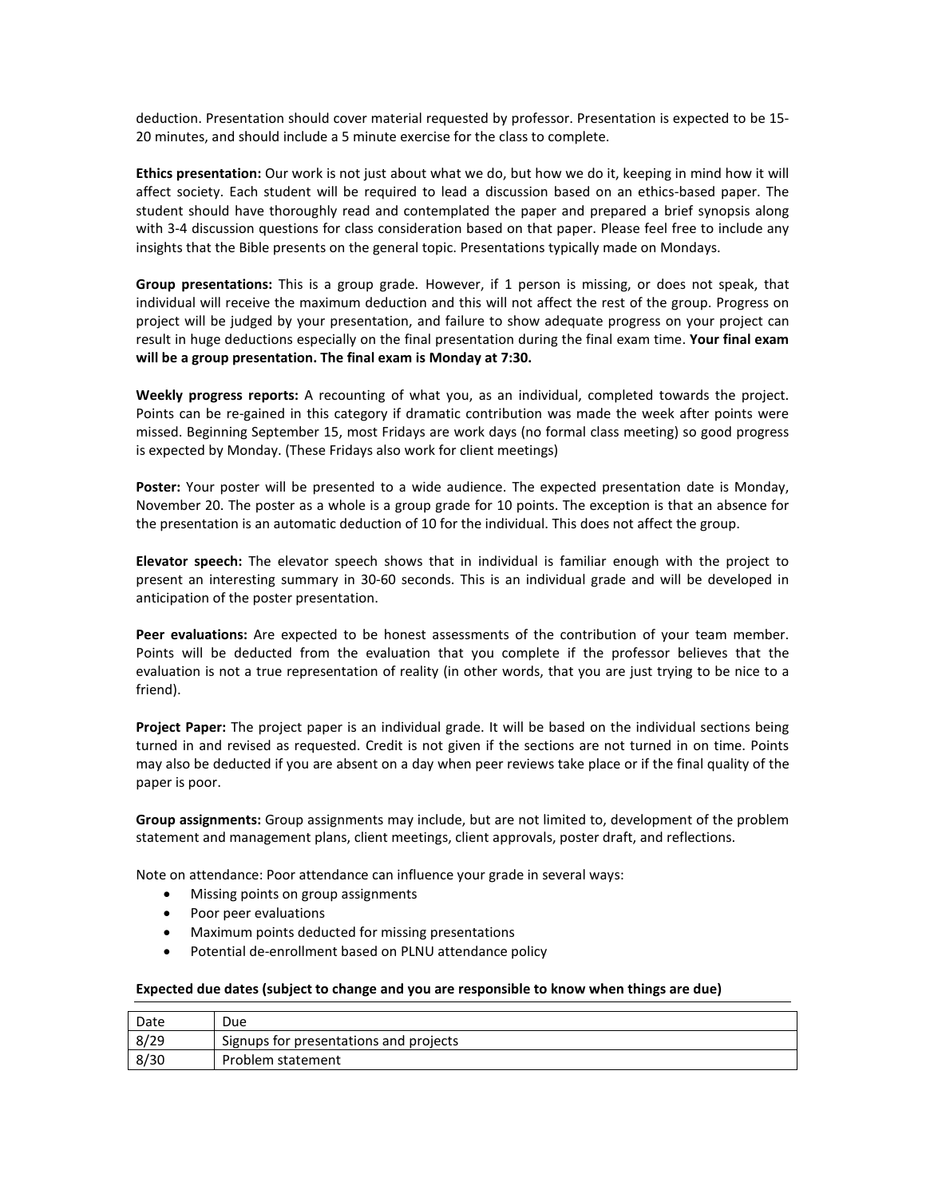deduction. Presentation should cover material requested by professor. Presentation is expected to be 15-20 minutes, and should include a 5 minute exercise for the class to complete.

**Ethics presentation:** Our work is not just about what we do, but how we do it, keeping in mind how it will affect society. Each student will be required to lead a discussion based on an ethics-based paper. The student should have thoroughly read and contemplated the paper and prepared a brief synopsis along with 3-4 discussion questions for class consideration based on that paper. Please feel free to include any insights that the Bible presents on the general topic. Presentations typically made on Mondays.

**Group presentations:** This is a group grade. However, if 1 person is missing, or does not speak, that individual will receive the maximum deduction and this will not affect the rest of the group. Progress on project will be judged by your presentation, and failure to show adequate progress on your project can result in huge deductions especially on the final presentation during the final exam time. **Your final exam will be a group presentation. The final exam is Monday at 7:30.**

**Weekly progress reports:** A recounting of what you, as an individual, completed towards the project. Points can be re-gained in this category if dramatic contribution was made the week after points were missed. Beginning September 15, most Fridays are work days (no formal class meeting) so good progress is expected by Monday. (These Fridays also work for client meetings)

**Poster:** Your poster will be presented to a wide audience. The expected presentation date is Monday, November 20. The poster as a whole is a group grade for 10 points. The exception is that an absence for the presentation is an automatic deduction of 10 for the individual. This does not affect the group.

**Elevator speech:** The elevator speech shows that in individual is familiar enough with the project to present an interesting summary in 30-60 seconds. This is an individual grade and will be developed in anticipation of the poster presentation.

**Peer evaluations:** Are expected to be honest assessments of the contribution of your team member. Points will be deducted from the evaluation that you complete if the professor believes that the evaluation is not a true representation of reality (in other words, that you are just trying to be nice to a friend).

**Project Paper:** The project paper is an individual grade. It will be based on the individual sections being turned in and revised as requested. Credit is not given if the sections are not turned in on time. Points may also be deducted if you are absent on a day when peer reviews take place or if the final quality of the paper is poor.

**Group assignments:** Group assignments may include, but are not limited to, development of the problem statement and management plans, client meetings, client approvals, poster draft, and reflections.

Note on attendance: Poor attendance can influence your grade in several ways:

- Missing points on group assignments
- Poor peer evaluations
- Maximum points deducted for missing presentations
- Potential de-enrollment based on PLNU attendance policy

**Expected due dates (subject to change and you are responsible to know when things are due)**

| Date | Due |
|---|---|
| 8/29 | Signups for presentations and projects |
| 8/30 | Problem statement |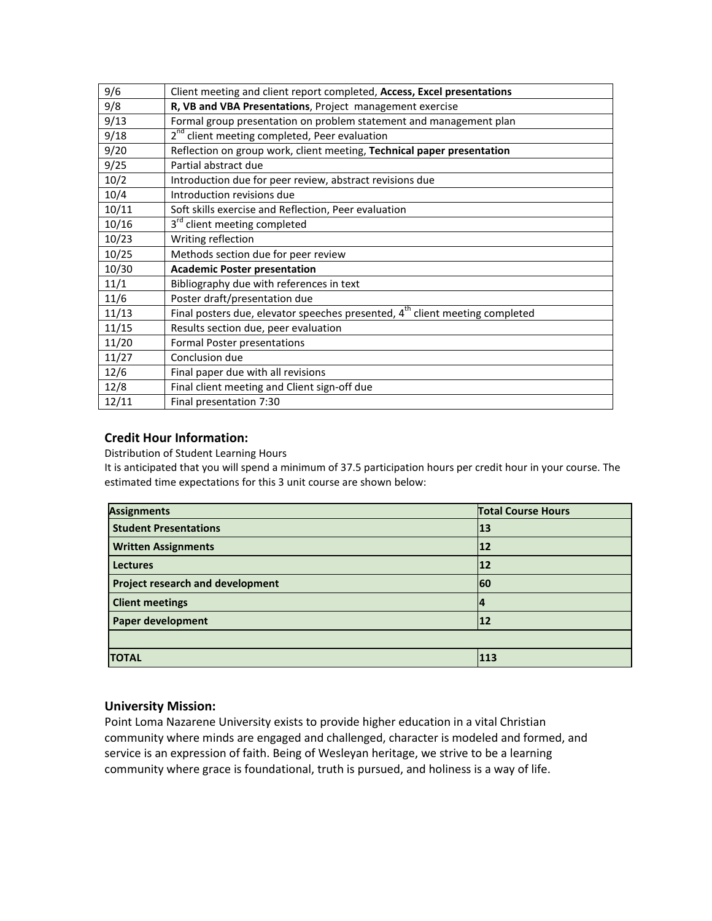| | |
|---|---|
| 9/6 | Client meeting and client report completed, **Access, Excel presentations** |
| 9/8 | **R, VB and VBA Presentations**, Project management exercise |
| 9/13 | Formal group presentation on problem statement and management plan |
| 9/18 | 2nd client meeting completed, Peer evaluation |
| 9/20 | Reflection on group work, client meeting, **Technical paper presentation** |
| 9/25 | Partial abstract due |
| 10/2 | Introduction due for peer review, abstract revisions due |
| 10/4 | Introduction revisions due |
| 10/11 | Soft skills exercise and Reflection, Peer evaluation |
| 10/16 | 3rd client meeting completed |
| 10/23 | Writing reflection |
| 10/25 | Methods section due for peer review |
| 10/30 | **Academic Poster presentation** |
| 11/1 | Bibliography due with references in text |
| 11/6 | Poster draft/presentation due |
| 11/13 | Final posters due, elevator speeches presented, 4th client meeting completed |
| 11/15 | Results section due, peer evaluation |
| 11/20 | Formal Poster presentations |
| 11/27 | Conclusion due |
| 12/6 | Final paper due with all revisions |
| 12/8 | Final client meeting and Client sign-off due |
| 12/11 | Final presentation 7:30 |

### Credit Hour Information:

Distribution of Student Learning Hours

It is anticipated that you will spend a minimum of 37.5 participation hours per credit hour in your course. The estimated time expectations for this 3 unit course are shown below:

| Assignments | Total Course Hours |
|---|---|
| **Student Presentations** | **13** |
| **Written Assignments** | **12** |
| **Lectures** | **12** |
| **Project research and development** | **60** |
| **Client meetings** | **4** |
| **Paper development** | **12** |
| | |
| **TOTAL** | **113** |

### University Mission:

Point Loma Nazarene University exists to provide higher education in a vital Christian community where minds are engaged and challenged, character is modeled and formed, and service is an expression of faith. Being of Wesleyan heritage, we strive to be a learning community where grace is foundational, truth is pursued, and holiness is a way of life.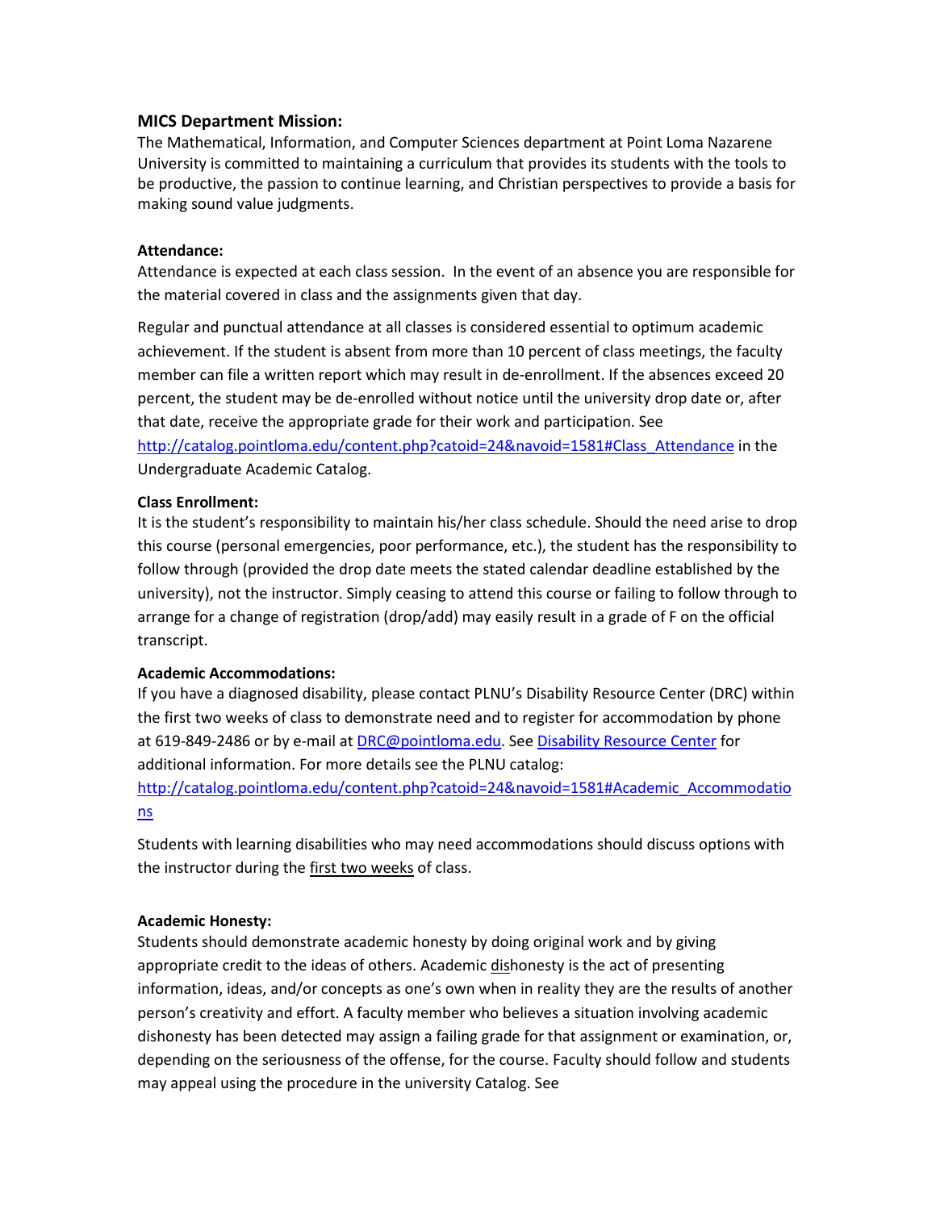### MICS Department Mission:

The Mathematical, Information, and Computer Sciences department at Point Loma Nazarene University is committed to maintaining a curriculum that provides its students with the tools to be productive, the passion to continue learning, and Christian perspectives to provide a basis for making sound value judgments.

**Attendance:**

Attendance is expected at each class session. In the event of an absence you are responsible for the material covered in class and the assignments given that day.

Regular and punctual attendance at all classes is considered essential to optimum academic achievement. If the student is absent from more than 10 percent of class meetings, the faculty member can file a written report which may result in de-enrollment. If the absences exceed 20 percent, the student may be de-enrolled without notice until the university drop date or, after that date, receive the appropriate grade for their work and participation. See [http://catalog.pointloma.edu/content.php?catoid=24&navoid=1581#Class_Attendance](http://catalog.pointloma.edu/content.php?catoid=24&navoid=1581#Class_Attendance) in the Undergraduate Academic Catalog.

**Class Enrollment:**

It is the student's responsibility to maintain his/her class schedule. Should the need arise to drop this course (personal emergencies, poor performance, etc.), the student has the responsibility to follow through (provided the drop date meets the stated calendar deadline established by the university), not the instructor. Simply ceasing to attend this course or failing to follow through to arrange for a change of registration (drop/add) may easily result in a grade of F on the official transcript.

**Academic Accommodations:**

If you have a diagnosed disability, please contact PLNU's Disability Resource Center (DRC) within the first two weeks of class to demonstrate need and to register for accommodation by phone at 619-849-2486 or by e-mail at [DRC@pointloma.edu](mailto:DRC@pointloma.edu). See Disability Resource Center for additional information. For more details see the PLNU catalog: [http://catalog.pointloma.edu/content.php?catoid=24&navoid=1581#Academic_Accommodations](http://catalog.pointloma.edu/content.php?catoid=24&navoid=1581#Academic_Accommodations)

Students with learning disabilities who may need accommodations should discuss options with the instructor during the first two weeks of class.

**Academic Honesty:**

Students should demonstrate academic honesty by doing original work and by giving appropriate credit to the ideas of others. Academic dishonesty is the act of presenting information, ideas, and/or concepts as one's own when in reality they are the results of another person's creativity and effort. A faculty member who believes a situation involving academic dishonesty has been detected may assign a failing grade for that assignment or examination, or, depending on the seriousness of the offense, for the course. Faculty should follow and students may appeal using the procedure in the university Catalog. See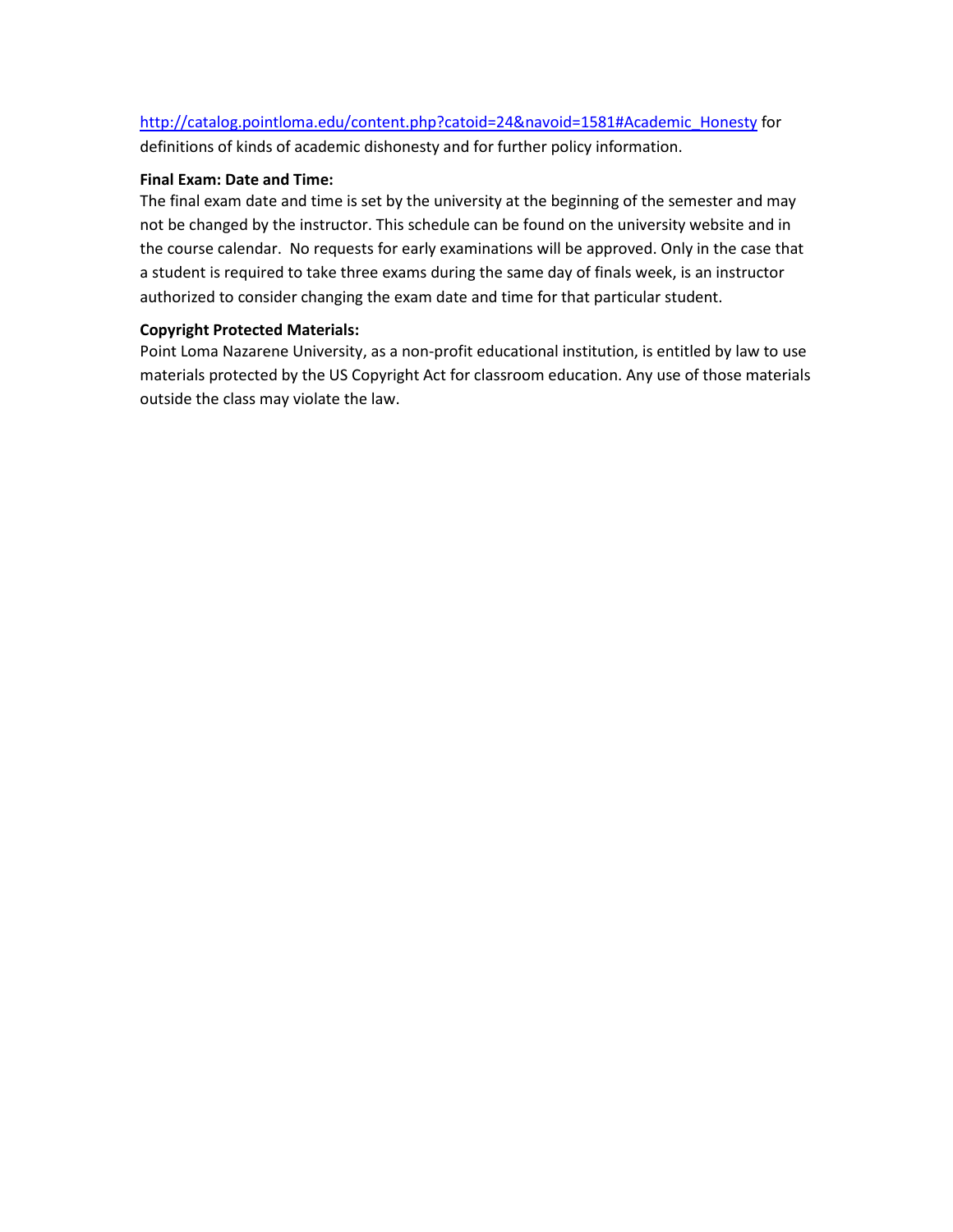http://catalog.pointloma.edu/content.php?catoid=24&navoid=1581#Academic_Honesty for definitions of kinds of academic dishonesty and for further policy information.

**Final Exam: Date and Time:**
The final exam date and time is set by the university at the beginning of the semester and may not be changed by the instructor. This schedule can be found on the university website and in the course calendar. No requests for early examinations will be approved. Only in the case that a student is required to take three exams during the same day of finals week, is an instructor authorized to consider changing the exam date and time for that particular student.

**Copyright Protected Materials:**
Point Loma Nazarene University, as a non-profit educational institution, is entitled by law to use materials protected by the US Copyright Act for classroom education. Any use of those materials outside the class may violate the law.